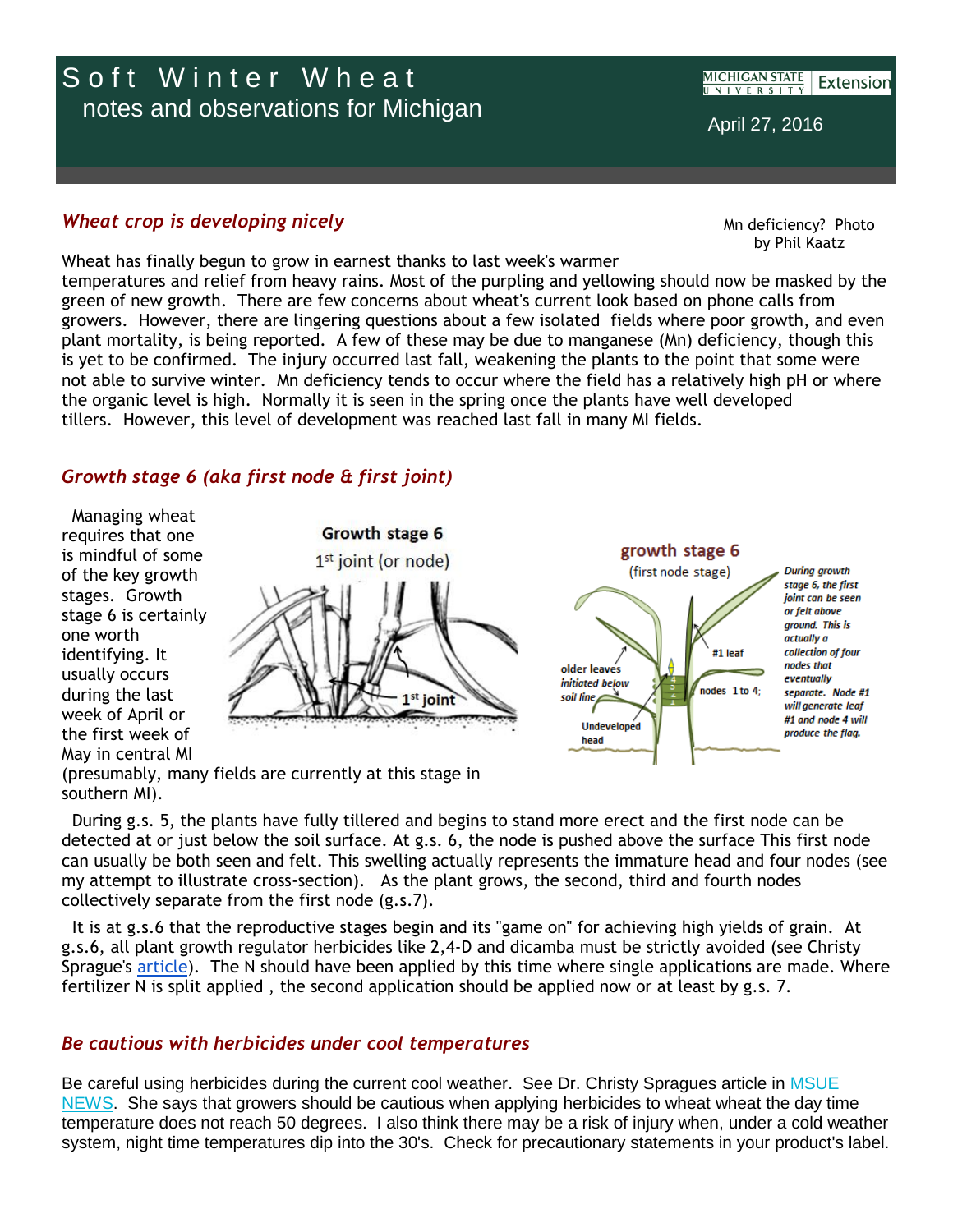# Soft Winter Wheat

notes and observations for Michigan

April 27, 2016

## *Wheat crop is developing nicely*

Mn deficiency? Photo by Phil Kaatz

Wheat has finally begun to grow in earnest thanks to last week's warmer temperatures and relief from heavy rains. Most of the purpling and yellowing should now be masked by the green of new growth. There are few concerns about wheat's current look based on phone calls from growers. However, there are lingering questions about a few isolated fields where poor growth, and even plant mortality, is being reported. A few of these may be due to manganese (Mn) deficiency, though this is yet to be confirmed. The injury occurred last fall, weakening the plants to the point that some were not able to survive winter. Mn deficiency tends to occur where the field has a relatively high pH or where the organic level is high. Normally it is seen in the spring once the plants have well developed tillers. However, this level of development was reached last fall in many MI fields.

## *Growth stage 6 (aka first node & first joint)*

Managing wheat requires that one is mindful of some of the key growth stages. Growth stage 6 is certainly one worth identifying. It usually occurs during the last week of April or the first week of May in central MI (presumably, many fields are currently at this stage in southern MI).

Growth stage 6
1st joint (or node)

growth stage 6
(first node stage)

older leaves initiated below soil line; Undeveloped head; #1 leaf; nodes 1 to 4;

*During growth stage 6, the first joint can be seen or felt above ground. This is actually a collection of four nodes that eventually separate. Node #1 will generate leaf #1 and node 4 will produce the flag.*

During g.s. 5, the plants have fully tillered and begins to stand more erect and the first node can be detected at or just below the soil surface. At g.s. 6, the node is pushed above the surface This first node can usually be both seen and felt. This swelling actually represents the immature head and four nodes (see my attempt to illustrate cross-section). As the plant grows, the second, third and fourth nodes collectively separate from the first node (g.s.7).

It is at g.s.6 that the reproductive stages begin and its "game on" for achieving high yields of grain. At g.s.6, all plant growth regulator herbicides like 2,4-D and dicamba must be strictly avoided (see Christy Sprague's article). The N should have been applied by this time where single applications are made. Where fertilizer N is split applied , the second application should be applied now or at least by g.s. 7.

## *Be cautious with herbicides under cool temperatures*

Be careful using herbicides during the current cool weather. See Dr. Christy Spragues article in MSUE NEWS. She says that growers should be cautious when applying herbicides to wheat wheat the day time temperature does not reach 50 degrees. I also think there may be a risk of injury when, under a cold weather system, night time temperatures dip into the 30's. Check for precautionary statements in your product's label.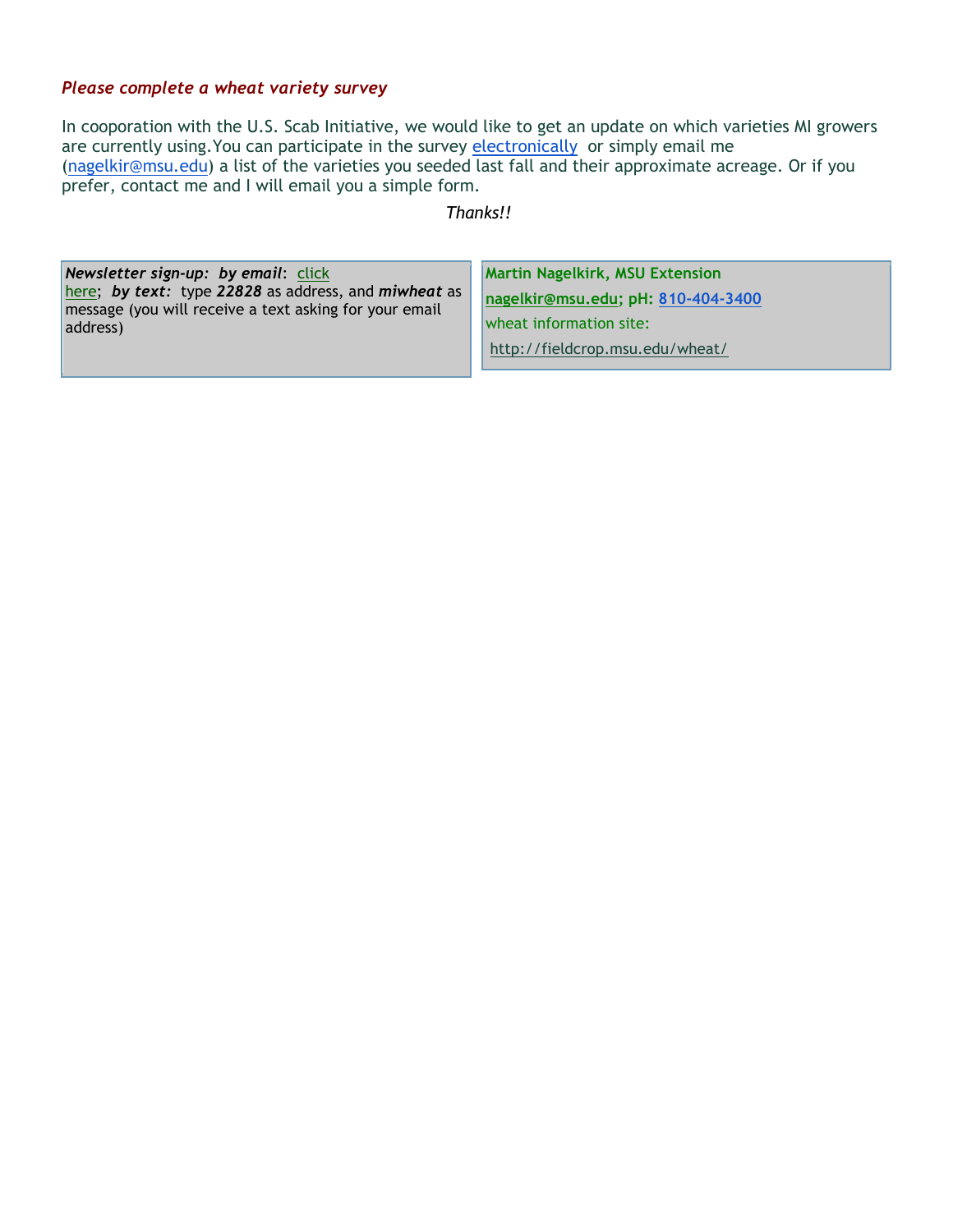*Please complete a wheat variety survey*

In cooperation with the U.S. Scab Initiative, we would like to get an update on which varieties MI growers are currently using. You can participate in the survey electronically or simply email me (nagelkir@msu.edu) a list of the varieties you seeded last fall and their approximate acreage. Or if you prefer, contact me and I will email you a simple form.

*Thanks!!*

***Newsletter sign-up: by email***: click here; ***by text:*** type ***22828*** as address, and ***miwheat*** as message (you will receive a text asking for your email address)

**Martin Nagelkirk, MSU Extension**

**nagelkir@msu.edu; pH: 810-404-3400**

wheat information site:

http://fieldcrop.msu.edu/wheat/